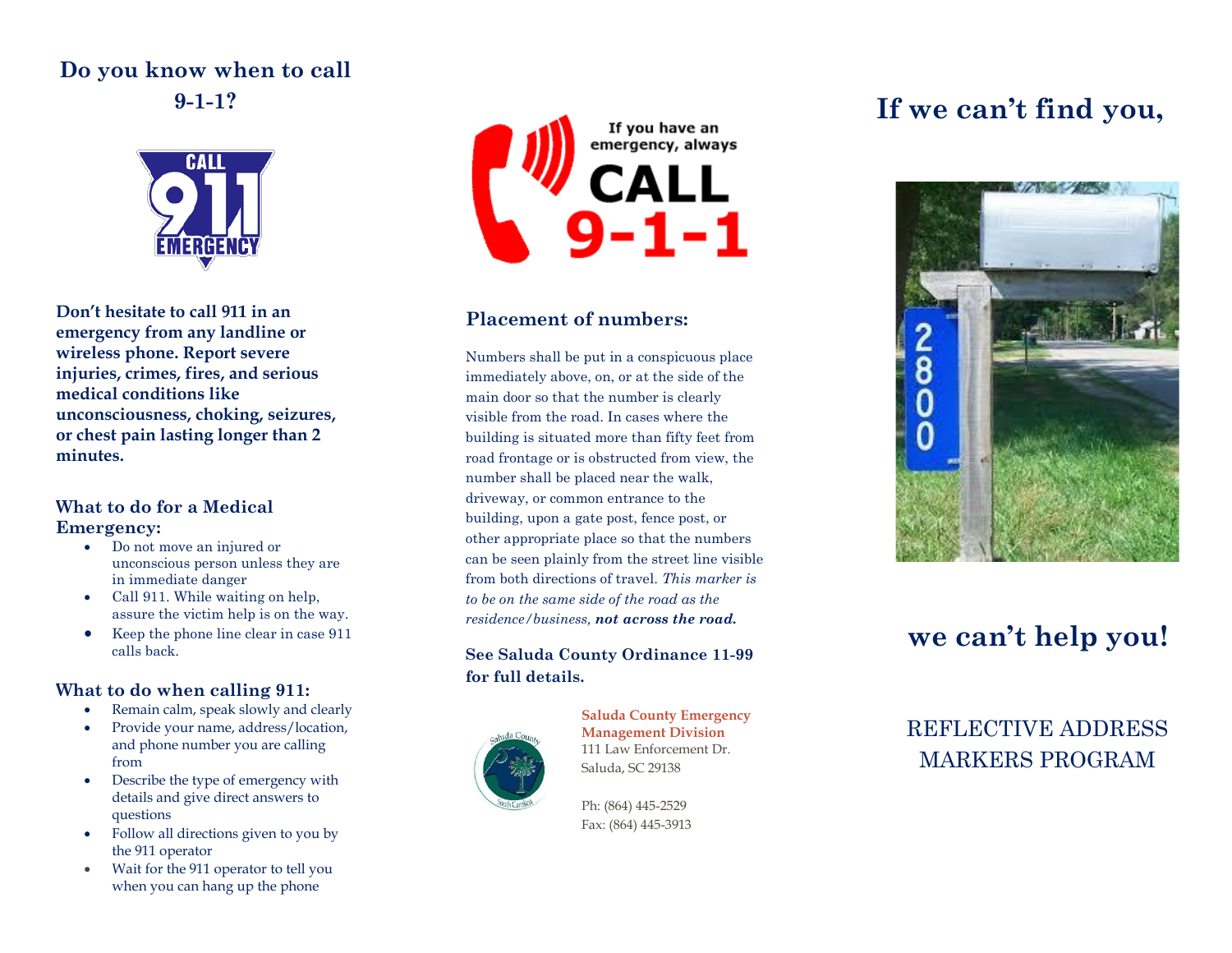## Do you know when to call 9-1-1?

**Don't hesitate to call 911 in an emergency from any landline or wireless phone. Report severe injuries, crimes, fires, and serious medical conditions like unconsciousness, choking, seizures, or chest pain lasting longer than 2 minutes.**

### What to do for a Medical Emergency:

- Do not move an injured or unconscious person unless they are in immediate danger
- Call 911. While waiting on help, assure the victim help is on the way.
- Keep the phone line clear in case 911 calls back.

### What to do when calling 911:

- Remain calm, speak slowly and clearly
- Provide your name, address/location, and phone number you are calling from
- Describe the type of emergency with details and give direct answers to questions
- Follow all directions given to you by the 911 operator
- Wait for the 911 operator to tell you when you can hang up the phone

If you have an emergency, always CALL 9-1-1

### Placement of numbers:

Numbers shall be put in a conspicuous place immediately above, on, or at the side of the main door so that the number is clearly visible from the road. In cases where the building is situated more than fifty feet from road frontage or is obstructed from view, the number shall be placed near the walk, driveway, or common entrance to the building, upon a gate post, fence post, or other appropriate place so that the numbers can be seen plainly from the street line visible from both directions of travel. *This marker is to be on the same side of the road as the residence/business, **not across the road.***

**See Saluda County Ordinance 11-99 for full details.**

**Saluda County Emergency Management Division**
111 Law Enforcement Dr.
Saluda, SC 29138

Ph: (864) 445-2529
Fax: (864) 445-3913

# If we can't find you,

# we can't help you!

REFLECTIVE ADDRESS MARKERS PROGRAM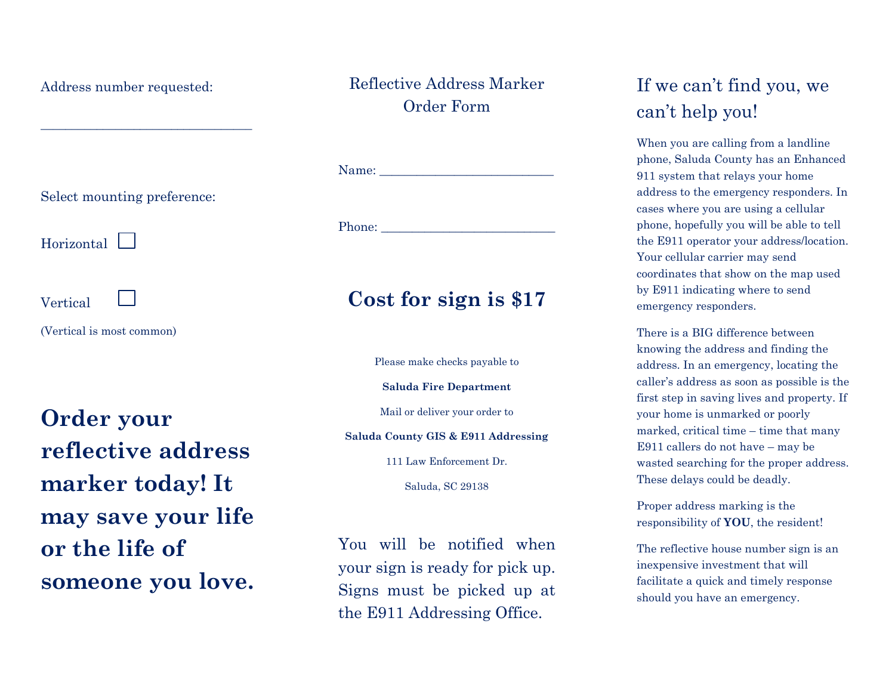Address number requested:

______________________________

Select mounting preference:

Horizontal ☐

Vertical ☐

(Vertical is most common)

**Order your reflective address marker today! It may save your life or the life of someone you love.**

## Reflective Address Marker Order Form

Name: ___________________________

Phone: ___________________________

**Cost for sign is $17**

Please make checks payable to

**Saluda Fire Department**

Mail or deliver your order to

**Saluda County GIS & E911 Addressing**

111 Law Enforcement Dr.

Saluda, SC 29138

You will be notified when your sign is ready for pick up. Signs must be picked up at the E911 Addressing Office.

## If we can't find you, we can't help you!

When you are calling from a landline phone, Saluda County has an Enhanced 911 system that relays your home address to the emergency responders. In cases where you are using a cellular phone, hopefully you will be able to tell the E911 operator your address/location. Your cellular carrier may send coordinates that show on the map used by E911 indicating where to send emergency responders.

There is a BIG difference between knowing the address and finding the address. In an emergency, locating the caller's address as soon as possible is the first step in saving lives and property. If your home is unmarked or poorly marked, critical time – time that many E911 callers do not have – may be wasted searching for the proper address. These delays could be deadly.

Proper address marking is the responsibility of **YOU**, the resident!

The reflective house number sign is an inexpensive investment that will facilitate a quick and timely response should you have an emergency.